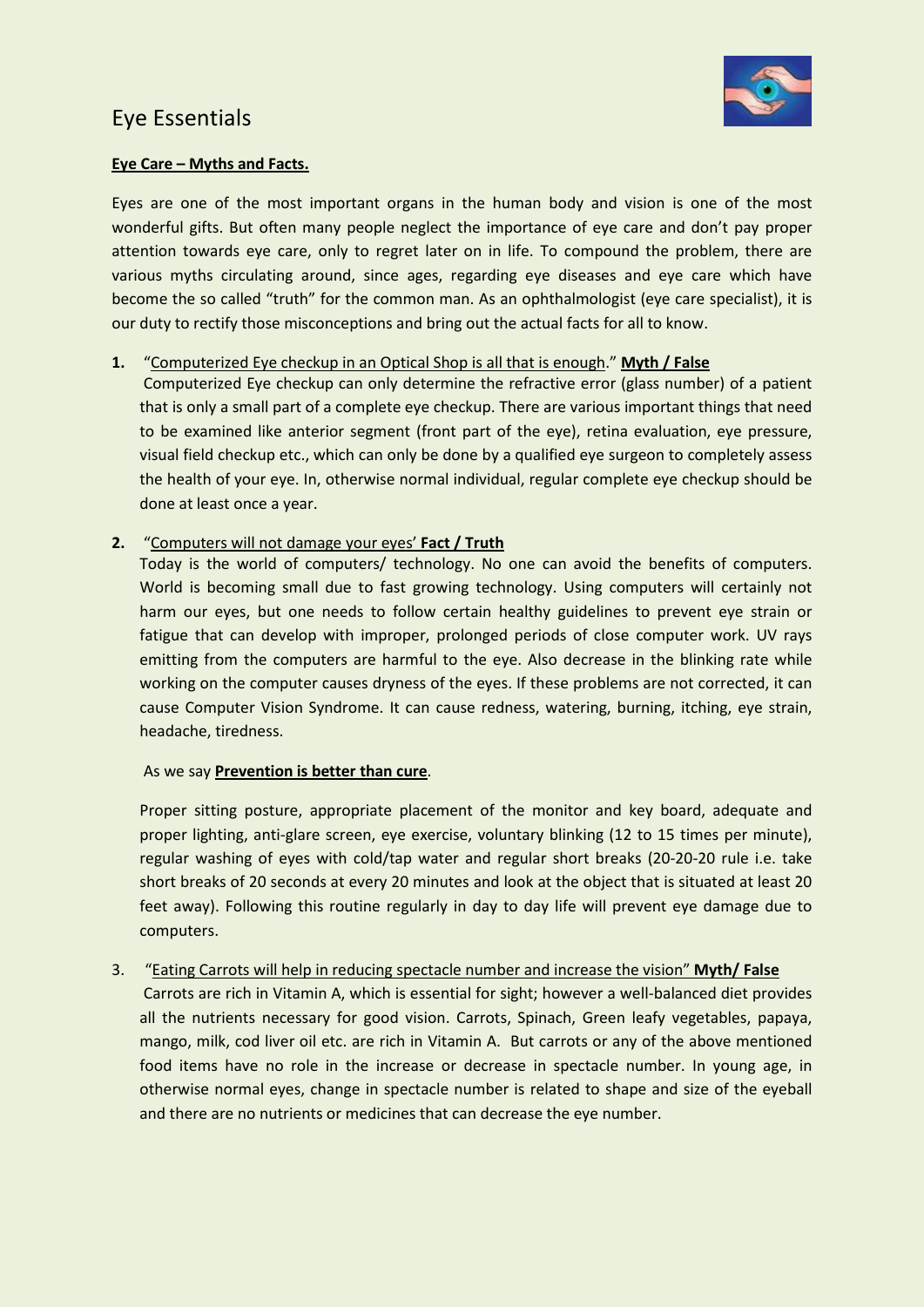# Eye Essentials

**Eye Care – Myths and Facts.**

Eyes are one of the most important organs in the human body and vision is one of the most wonderful gifts. But often many people neglect the importance of eye care and don't pay proper attention towards eye care, only to regret later on in life. To compound the problem, there are various myths circulating around, since ages, regarding eye diseases and eye care which have become the so called "truth" for the common man. As an ophthalmologist (eye care specialist), it is our duty to rectify those misconceptions and bring out the actual facts for all to know.

1. "Computerized Eye checkup in an Optical Shop is all that is enough." **Myth / False**

   Computerized Eye checkup can only determine the refractive error (glass number) of a patient that is only a small part of a complete eye checkup. There are various important things that need to be examined like anterior segment (front part of the eye), retina evaluation, eye pressure, visual field checkup etc., which can only be done by a qualified eye surgeon to completely assess the health of your eye. In, otherwise normal individual, regular complete eye checkup should be done at least once a year.

2. "Computers will not damage your eyes' **Fact / Truth**

   Today is the world of computers/ technology. No one can avoid the benefits of computers. World is becoming small due to fast growing technology. Using computers will certainly not harm our eyes, but one needs to follow certain healthy guidelines to prevent eye strain or fatigue that can develop with improper, prolonged periods of close computer work. UV rays emitting from the computers are harmful to the eye. Also decrease in the blinking rate while working on the computer causes dryness of the eyes. If these problems are not corrected, it can cause Computer Vision Syndrome. It can cause redness, watering, burning, itching, eye strain, headache, tiredness.

   As we say **Prevention is better than cure**.

   Proper sitting posture, appropriate placement of the monitor and key board, adequate and proper lighting, anti-glare screen, eye exercise, voluntary blinking (12 to 15 times per minute), regular washing of eyes with cold/tap water and regular short breaks (20-20-20 rule i.e. take short breaks of 20 seconds at every 20 minutes and look at the object that is situated at least 20 feet away). Following this routine regularly in day to day life will prevent eye damage due to computers.

3. "Eating Carrots will help in reducing spectacle number and increase the vision" **Myth/ False**

   Carrots are rich in Vitamin A, which is essential for sight; however a well-balanced diet provides all the nutrients necessary for good vision. Carrots, Spinach, Green leafy vegetables, papaya, mango, milk, cod liver oil etc. are rich in Vitamin A. But carrots or any of the above mentioned food items have no role in the increase or decrease in spectacle number. In young age, in otherwise normal eyes, change in spectacle number is related to shape and size of the eyeball and there are no nutrients or medicines that can decrease the eye number.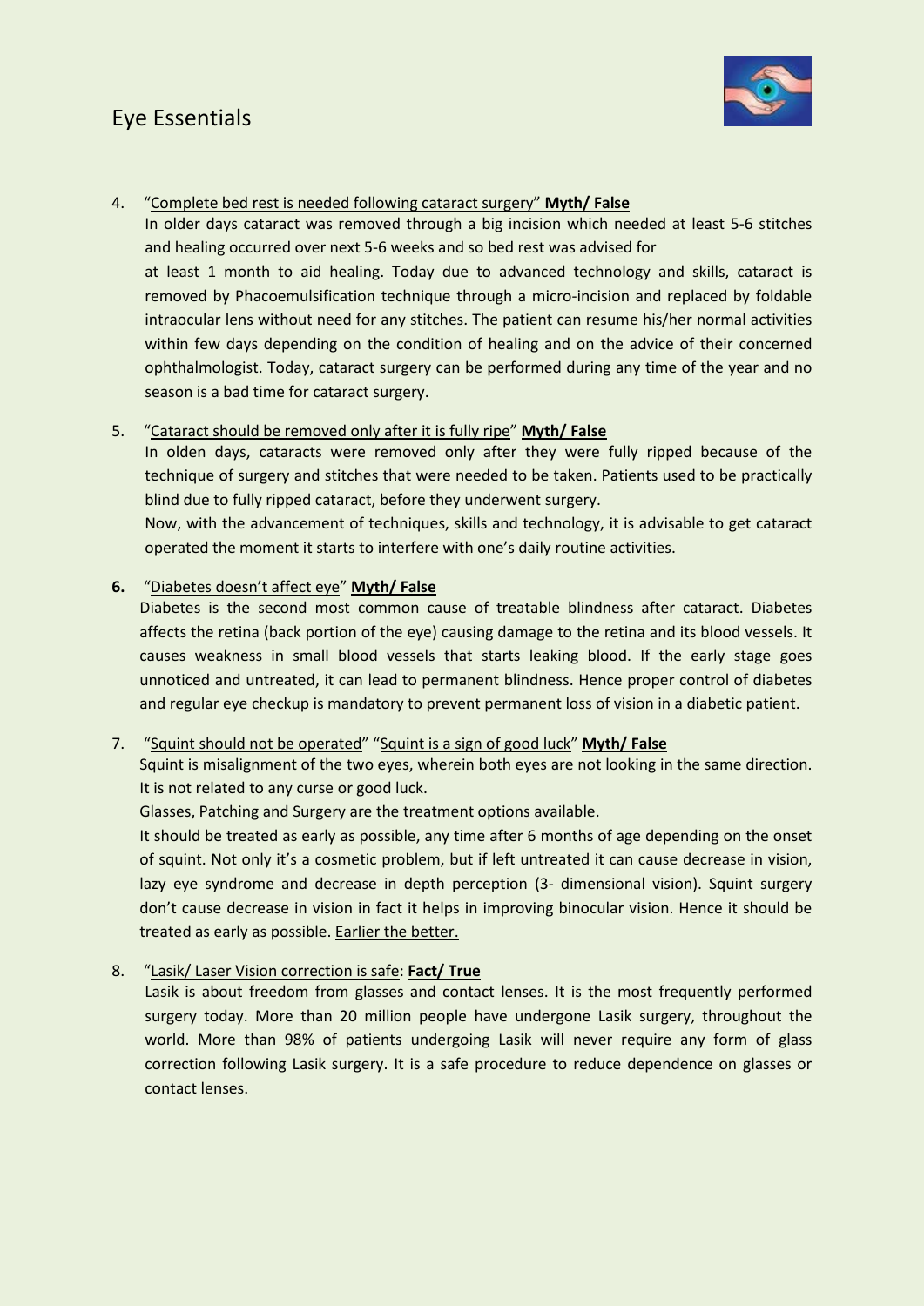# Eye Essentials

4. "Complete bed rest is needed following cataract surgery" **Myth/ False**

   In older days cataract was removed through a big incision which needed at least 5-6 stitches and healing occurred over next 5-6 weeks and so bed rest was advised for at least 1 month to aid healing. Today due to advanced technology and skills, cataract is removed by Phacoemulsification technique through a micro-incision and replaced by foldable intraocular lens without need for any stitches. The patient can resume his/her normal activities within few days depending on the condition of healing and on the advice of their concerned ophthalmologist. Today, cataract surgery can be performed during any time of the year and no season is a bad time for cataract surgery.

5. "Cataract should be removed only after it is fully ripe" **Myth/ False**

   In olden days, cataracts were removed only after they were fully ripped because of the technique of surgery and stitches that were needed to be taken. Patients used to be practically blind due to fully ripped cataract, before they underwent surgery.

   Now, with the advancement of techniques, skills and technology, it is advisable to get cataract operated the moment it starts to interfere with one's daily routine activities.

6. "Diabetes doesn't affect eye" **Myth/ False**

   Diabetes is the second most common cause of treatable blindness after cataract. Diabetes affects the retina (back portion of the eye) causing damage to the retina and its blood vessels. It causes weakness in small blood vessels that starts leaking blood. If the early stage goes unnoticed and untreated, it can lead to permanent blindness. Hence proper control of diabetes and regular eye checkup is mandatory to prevent permanent loss of vision in a diabetic patient.

7. "Squint should not be operated" "Squint is a sign of good luck" **Myth/ False**

   Squint is misalignment of the two eyes, wherein both eyes are not looking in the same direction. It is not related to any curse or good luck.

   Glasses, Patching and Surgery are the treatment options available.

   It should be treated as early as possible, any time after 6 months of age depending on the onset of squint. Not only it's a cosmetic problem, but if left untreated it can cause decrease in vision, lazy eye syndrome and decrease in depth perception (3- dimensional vision). Squint surgery don't cause decrease in vision in fact it helps in improving binocular vision. Hence it should be treated as early as possible. Earlier the better.

8. "Lasik/ Laser Vision correction is safe: **Fact/ True**

   Lasik is about freedom from glasses and contact lenses. It is the most frequently performed surgery today. More than 20 million people have undergone Lasik surgery, throughout the world. More than 98% of patients undergoing Lasik will never require any form of glass correction following Lasik surgery. It is a safe procedure to reduce dependence on glasses or contact lenses.